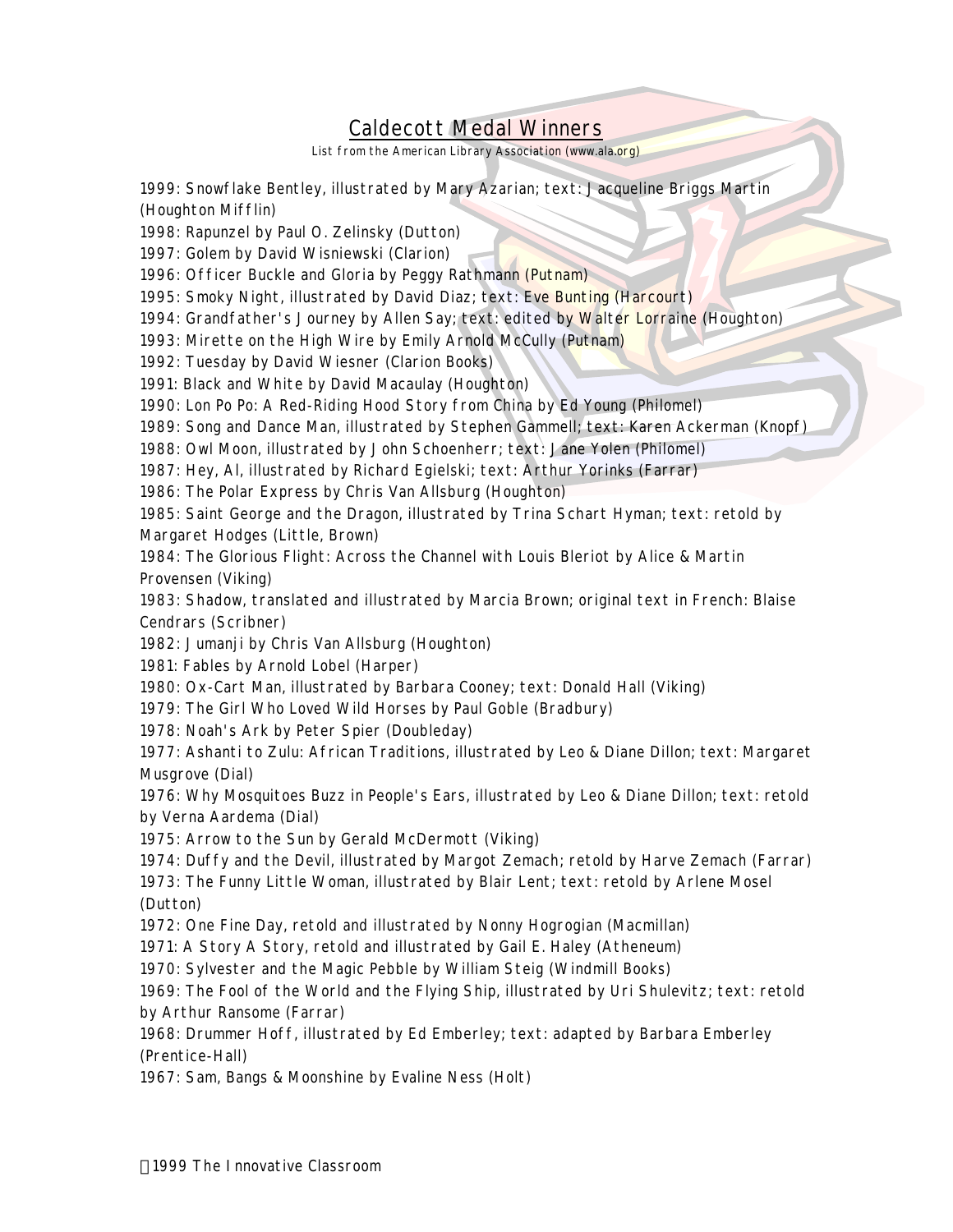# Caldecott Medal Winners

List from the American Library Association (www.ala.org)

1999: Snowflake Bentley, illustrated by Mary Azarian; text: Jacqueline Briggs Martin (Houghton Mifflin)
1998: Rapunzel by Paul O. Zelinsky (Dutton)
1997: Golem by David Wisniewski (Clarion)
1996: Officer Buckle and Gloria by Peggy Rathmann (Putnam)
1995: Smoky Night, illustrated by David Diaz; text: Eve Bunting (Harcourt)
1994: Grandfather's Journey by Allen Say; text: edited by Walter Lorraine (Houghton)
1993: Mirette on the High Wire by Emily Arnold McCully (Putnam)
1992: Tuesday by David Wiesner (Clarion Books)
1991: Black and White by David Macaulay (Houghton)
1990: Lon Po Po: A Red-Riding Hood Story from China by Ed Young (Philomel)
1989: Song and Dance Man, illustrated by Stephen Gammell; text: Karen Ackerman (Knopf)
1988: Owl Moon, illustrated by John Schoenherr; text: Jane Yolen (Philomel)
1987: Hey, Al, illustrated by Richard Egielski; text: Arthur Yorinks (Farrar)
1986: The Polar Express by Chris Van Allsburg (Houghton)
1985: Saint George and the Dragon, illustrated by Trina Schart Hyman; text: retold by Margaret Hodges (Little, Brown)
1984: The Glorious Flight: Across the Channel with Louis Bleriot by Alice & Martin Provensen (Viking)
1983: Shadow, translated and illustrated by Marcia Brown; original text in French: Blaise Cendrars (Scribner)
1982: Jumanji by Chris Van Allsburg (Houghton)
1981: Fables by Arnold Lobel (Harper)
1980: Ox-Cart Man, illustrated by Barbara Cooney; text: Donald Hall (Viking)
1979: The Girl Who Loved Wild Horses by Paul Goble (Bradbury)
1978: Noah's Ark by Peter Spier (Doubleday)
1977: Ashanti to Zulu: African Traditions, illustrated by Leo & Diane Dillon; text: Margaret Musgrove (Dial)
1976: Why Mosquitoes Buzz in People's Ears, illustrated by Leo & Diane Dillon; text: retold by Verna Aardema (Dial)
1975: Arrow to the Sun by Gerald McDermott (Viking)
1974: Duffy and the Devil, illustrated by Margot Zemach; retold by Harve Zemach (Farrar)
1973: The Funny Little Woman, illustrated by Blair Lent; text: retold by Arlene Mosel (Dutton)
1972: One Fine Day, retold and illustrated by Nonny Hogrogian (Macmillan)
1971: A Story A Story, retold and illustrated by Gail E. Haley (Atheneum)
1970: Sylvester and the Magic Pebble by William Steig (Windmill Books)
1969: The Fool of the World and the Flying Ship, illustrated by Uri Shulevitz; text: retold by Arthur Ransome (Farrar)
1968: Drummer Hoff, illustrated by Ed Emberley; text: adapted by Barbara Emberley (Prentice-Hall)
1967: Sam, Bangs & Moonshine by Evaline Ness (Holt)

©1999 The Innovative Classroom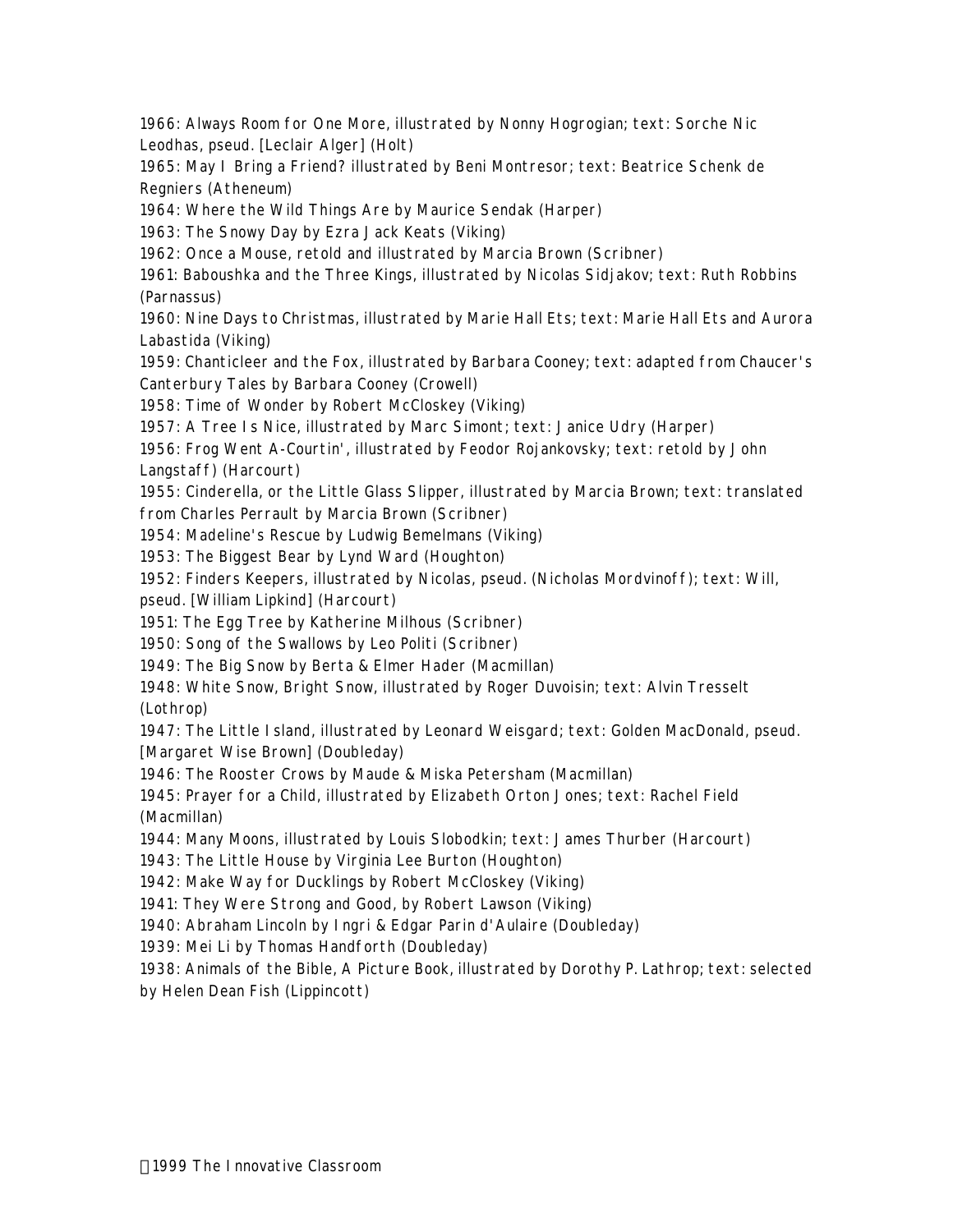1966: Always Room for One More, illustrated by Nonny Hogrogian; text: Sorche Nic Leodhas, pseud. [Leclair Alger] (Holt)

1965: May I Bring a Friend? illustrated by Beni Montresor; text: Beatrice Schenk de Regniers (Atheneum)

1964: Where the Wild Things Are by Maurice Sendak (Harper)

1963: The Snowy Day by Ezra Jack Keats (Viking)

1962: Once a Mouse, retold and illustrated by Marcia Brown (Scribner)

1961: Baboushka and the Three Kings, illustrated by Nicolas Sidjakov; text: Ruth Robbins (Parnassus)

1960: Nine Days to Christmas, illustrated by Marie Hall Ets; text: Marie Hall Ets and Aurora Labastida (Viking)

1959: Chanticleer and the Fox, illustrated by Barbara Cooney; text: adapted from Chaucer's Canterbury Tales by Barbara Cooney (Crowell)

1958: Time of Wonder by Robert McCloskey (Viking)

1957: A Tree Is Nice, illustrated by Marc Simont; text: Janice Udry (Harper)

1956: Frog Went A-Courtin', illustrated by Feodor Rojankovsky; text: retold by John Langstaff) (Harcourt)

1955: Cinderella, or the Little Glass Slipper, illustrated by Marcia Brown; text: translated from Charles Perrault by Marcia Brown (Scribner)

1954: Madeline's Rescue by Ludwig Bemelmans (Viking)

1953: The Biggest Bear by Lynd Ward (Houghton)

1952: Finders Keepers, illustrated by Nicolas, pseud. (Nicholas Mordvinoff); text: Will, pseud. [William Lipkind] (Harcourt)

1951: The Egg Tree by Katherine Milhous (Scribner)

1950: Song of the Swallows by Leo Politi (Scribner)

1949: The Big Snow by Berta & Elmer Hader (Macmillan)

1948: White Snow, Bright Snow, illustrated by Roger Duvoisin; text: Alvin Tresselt (Lothrop)

1947: The Little Island, illustrated by Leonard Weisgard; text: Golden MacDonald, pseud. [Margaret Wise Brown] (Doubleday)

1946: The Rooster Crows by Maude & Miska Petersham (Macmillan)

1945: Prayer for a Child, illustrated by Elizabeth Orton Jones; text: Rachel Field (Macmillan)

1944: Many Moons, illustrated by Louis Slobodkin; text: James Thurber (Harcourt)

1943: The Little House by Virginia Lee Burton (Houghton)

1942: Make Way for Ducklings by Robert McCloskey (Viking)

1941: They Were Strong and Good, by Robert Lawson (Viking)

1940: Abraham Lincoln by Ingri & Edgar Parin d'Aulaire (Doubleday)

1939: Mei Li by Thomas Handforth (Doubleday)

1938: Animals of the Bible, A Picture Book, illustrated by Dorothy P. Lathrop; text: selected by Helen Dean Fish (Lippincott)

©1999 The Innovative Classroom